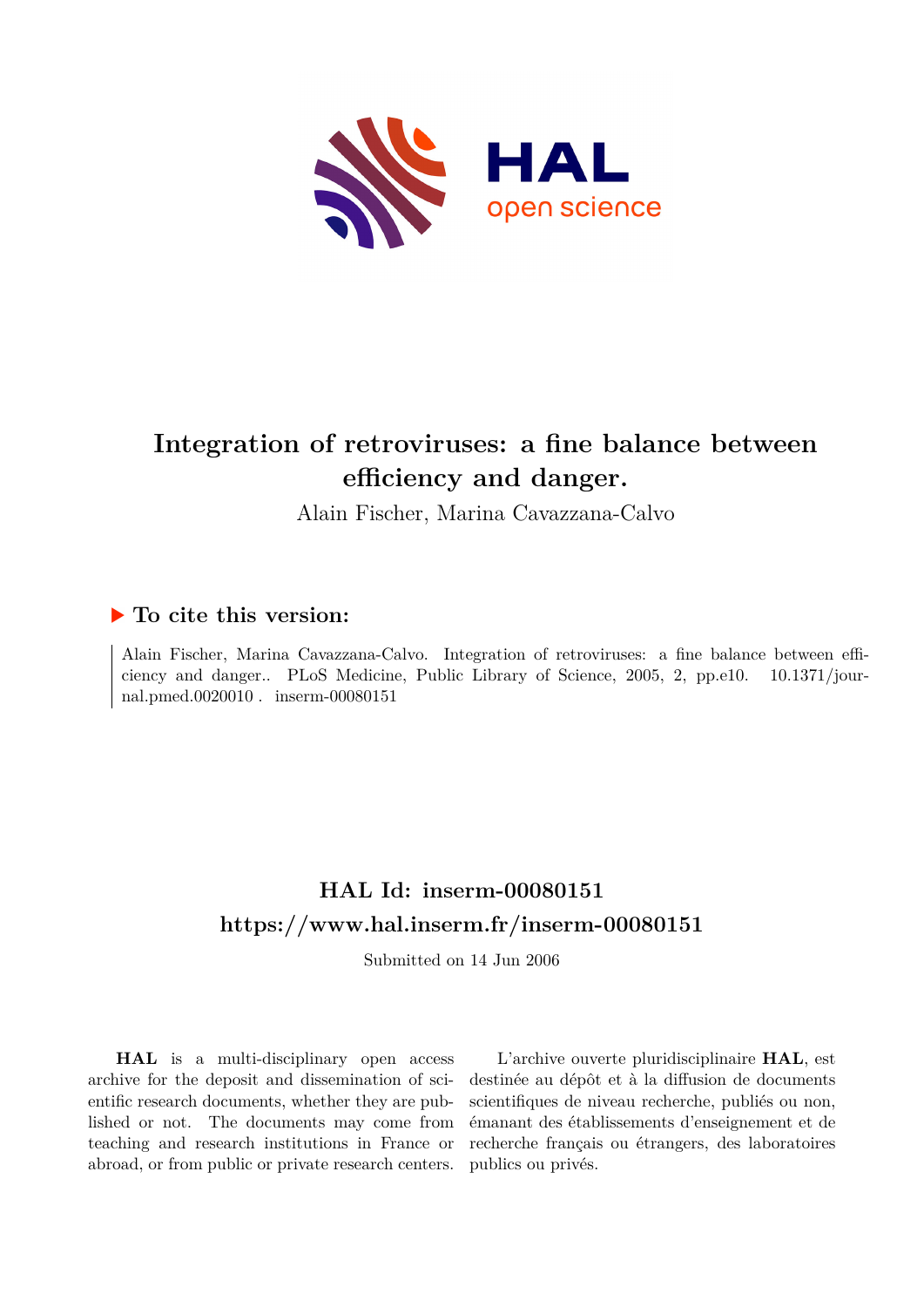# Integration of retroviruses: a fine balance between efficiency and danger.

Alain Fischer, Marina Cavazzana-Calvo

## ▶ To cite this version:

Alain Fischer, Marina Cavazzana-Calvo. Integration of retroviruses: a fine balance between efficiency and danger.. PLoS Medicine, Public Library of Science, 2005, 2, pp.e10. 10.1371/journal.pmed.0020010 . inserm-00080151

## HAL Id: inserm-00080151

## https://www.hal.inserm.fr/inserm-00080151

Submitted on 14 Jun 2006

**HAL** is a multi-disciplinary open access archive for the deposit and dissemination of scientific research documents, whether they are published or not. The documents may come from teaching and research institutions in France or abroad, or from public or private research centers.

L'archive ouverte pluridisciplinaire **HAL**, est destinée au dépôt et à la diffusion de documents scientifiques de niveau recherche, publiés ou non, émanant des établissements d'enseignement et de recherche français ou étrangers, des laboratoires publics ou privés.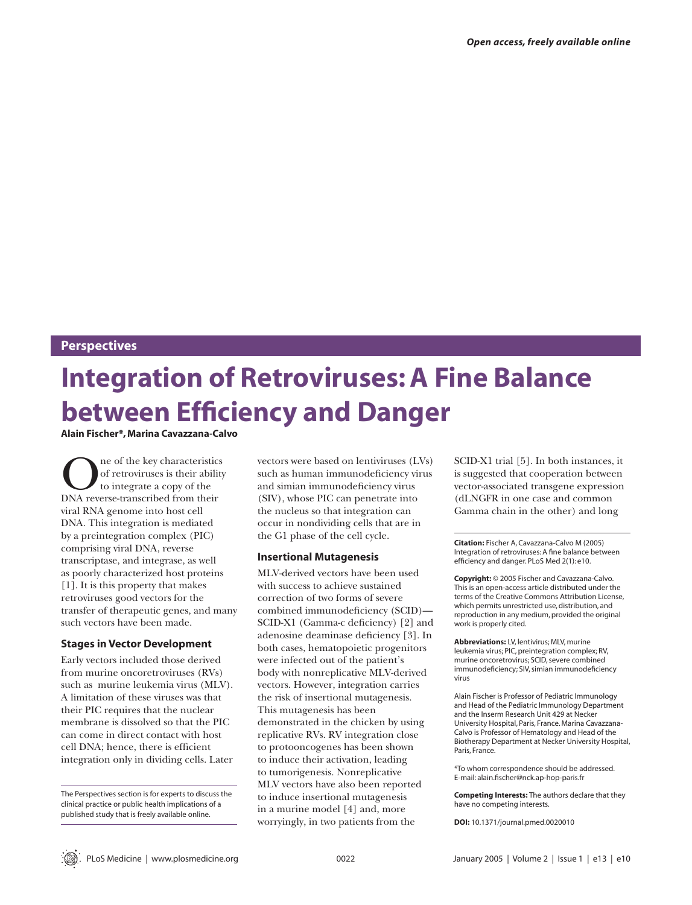Open access, freely available online

## Perspectives

# Integration of Retroviruses: A Fine Balance between Efficiency and Danger

**Alain Fischer\*, Marina Cavazzana-Calvo**

One of the key characteristics of retroviruses is their ability to integrate a copy of the DNA reverse-transcribed from their viral RNA genome into host cell DNA. This integration is mediated by a preintegration complex (PIC) comprising viral DNA, reverse transcriptase, and integrase, as well as poorly characterized host proteins [1]. It is this property that makes retroviruses good vectors for the transfer of therapeutic genes, and many such vectors have been made.

### Stages in Vector Development

Early vectors included those derived from murine oncoretroviruses (RVs) such as murine leukemia virus (MLV). A limitation of these viruses was that their PIC requires that the nuclear membrane is dissolved so that the PIC can come in direct contact with host cell DNA; hence, there is efficient integration only in dividing cells. Later vectors were based on lentiviruses (LVs) such as human immunodeficiency virus and simian immunodeficiency virus (SIV), whose PIC can penetrate into the nucleus so that integration can occur in nondividing cells that are in the G1 phase of the cell cycle.

### Insertional Mutagenesis

MLV-derived vectors have been used with success to achieve sustained correction of two forms of severe combined immunodeficiency (SCID)—SCID-X1 (Gamma-c deficiency) [2] and adenosine deaminase deficiency [3]. In both cases, hematopoietic progenitors were infected out of the patient's body with nonreplicative MLV-derived vectors. However, integration carries the risk of insertional mutagenesis. This mutagenesis has been demonstrated in the chicken by using replicative RVs. RV integration close to protooncogenes has been shown to induce their activation, leading to tumorigenesis. Nonreplicative MLV vectors have also been reported to induce insertional mutagenesis in a murine model [4] and, more worryingly, in two patients from the SCID-X1 trial [5]. In both instances, it is suggested that cooperation between vector-associated transgene expression (dLNGFR in one case and common Gamma chain in the other) and long

The Perspectives section is for experts to discuss the clinical practice or public health implications of a published study that is freely available online.

**Citation:** Fischer A, Cavazzana-Calvo M (2005) Integration of retroviruses: A fine balance between efficiency and danger. PLoS Med 2(1): e10.

**Copyright:** © 2005 Fischer and Cavazzana-Calvo. This is an open-access article distributed under the terms of the Creative Commons Attribution License, which permits unrestricted use, distribution, and reproduction in any medium, provided the original work is properly cited.

**Abbreviations:** LV, lentivirus; MLV, murine leukemia virus; PIC, preintegration complex; RV, murine oncoretrovirus; SCID, severe combined immunodeficiency; SIV, simian immunodeficiency virus

Alain Fischer is Professor of Pediatric Immunology and Head of the Pediatric Immunology Department and the Inserm Research Unit 429 at Necker University Hospital, Paris, France. Marina Cavazzana-Calvo is Professor of Hematology and Head of the Biotherapy Department at Necker University Hospital, Paris, France.

\*To whom correspondence should be addressed. E-mail: alain.fischer@nck.ap-hop-paris.fr

**Competing Interests:** The authors declare that they have no competing interests.

**DOI:** 10.1371/journal.pmed.0020010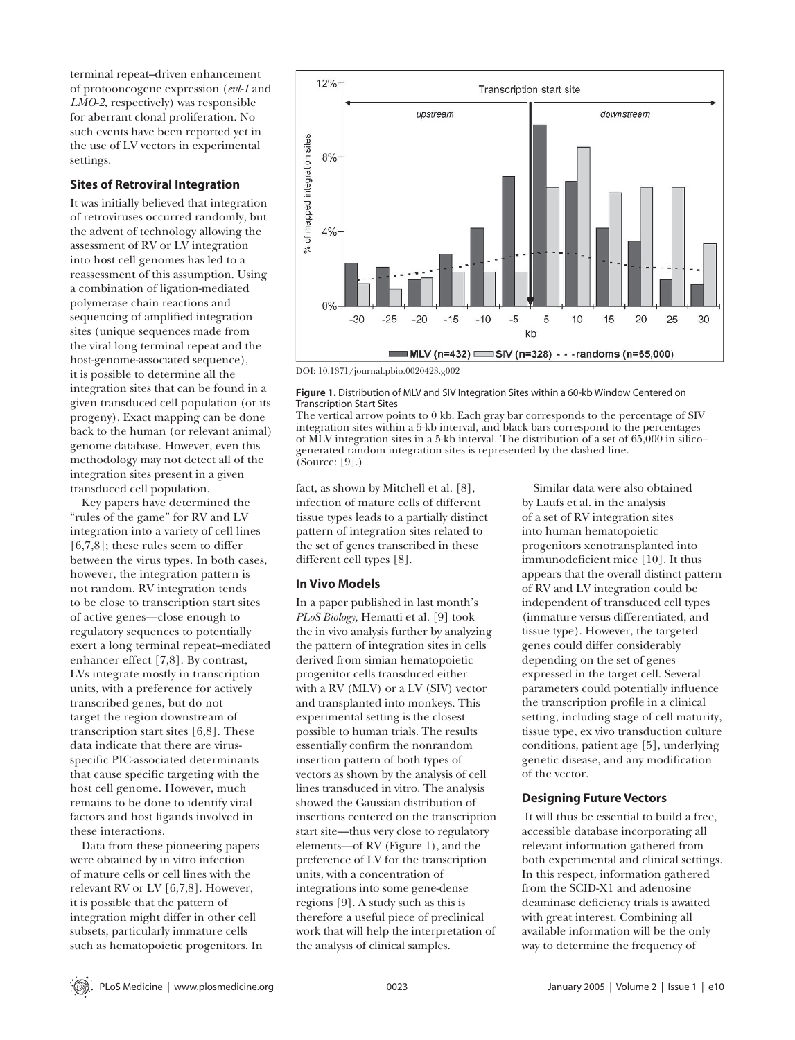terminal repeat–driven enhancement of protooncogene expression (*evl-1* and *LMO-2*, respectively) was responsible for aberrant clonal proliferation. No such events have been reported yet in the use of LV vectors in experimental settings.

## Sites of Retroviral Integration

It was initially believed that integration of retroviruses occurred randomly, but the advent of technology allowing the assessment of RV or LV integration into host cell genomes has led to a reassessment of this assumption. Using a combination of ligation-mediated polymerase chain reactions and sequencing of amplified integration sites (unique sequences made from the viral long terminal repeat and the host-genome-associated sequence), it is possible to determine all the integration sites that can be found in a given transduced cell population (or its progeny). Exact mapping can be done back to the human (or relevant animal) genome database. However, even this methodology may not detect all of the integration sites present in a given transduced cell population.

Key papers have determined the "rules of the game" for RV and LV integration into a variety of cell lines [6,7,8]; these rules seem to differ between the virus types. In both cases, however, the integration pattern is not random. RV integration tends to be close to transcription start sites of active genes—close enough to regulatory sequences to potentially exert a long terminal repeat–mediated enhancer effect [7,8]. By contrast, LVs integrate mostly in transcription units, with a preference for actively transcribed genes, but do not target the region downstream of transcription start sites [6,8]. These data indicate that there are virus-specific PIC-associated determinants that cause specific targeting with the host cell genome. However, much remains to be done to identify viral factors and host ligands involved in these interactions.

Data from these pioneering papers were obtained by in vitro infection of mature cells or cell lines with the relevant RV or LV [6,7,8]. However, it is possible that the pattern of integration might differ in other cell subsets, particularly immature cells such as hematopoietic progenitors. In fact, as shown by Mitchell et al. [8], infection of mature cells of different tissue types leads to a partially distinct pattern of integration sites related to the set of genes transcribed in these different cell types [8].

DOI: 10.1371/journal.pbio.0020423.g002

**Figure 1.** Distribution of MLV and SIV Integration Sites within a 60-kb Window Centered on Transcription Start Sites

The vertical arrow points to 0 kb. Each gray bar corresponds to the percentage of SIV integration sites within a 5-kb interval, and black bars correspond to the percentages of MLV integration sites in a 5-kb interval. The distribution of a set of 65,000 in silico–generated random integration sites is represented by the dashed line. (Source: [9].)

## In Vivo Models

In a paper published in last month's *PLoS Biology*, Hematti et al. [9] took the in vivo analysis further by analyzing the pattern of integration sites in cells derived from simian hematopoietic progenitor cells transduced either with a RV (MLV) or a LV (SIV) vector and transplanted into monkeys. This experimental setting is the closest possible to human trials. The results essentially confirm the nonrandom insertion pattern of both types of vectors as shown by the analysis of cell lines transduced in vitro. The analysis showed the Gaussian distribution of insertions centered on the transcription start site—thus very close to regulatory elements—of RV (Figure 1), and the preference of LV for the transcription units, with a concentration of integrations into some gene-dense regions [9]. A study such as this is therefore a useful piece of preclinical work that will help the interpretation of the analysis of clinical samples.

Similar data were also obtained by Laufs et al. in the analysis of a set of RV integration sites into human hematopoietic progenitors xenotransplanted into immunodeficient mice [10]. It thus appears that the overall distinct pattern of RV and LV integration could be independent of transduced cell types (immature versus differentiated, and tissue type). However, the targeted genes could differ considerably depending on the set of genes expressed in the target cell. Several parameters could potentially influence the transcription profile in a clinical setting, including stage of cell maturity, tissue type, ex vivo transduction culture conditions, patient age [5], underlying genetic disease, and any modification of the vector.

## Designing Future Vectors

It will thus be essential to build a free, accessible database incorporating all relevant information gathered from both experimental and clinical settings. In this respect, information gathered from the SCID-X1 and adenosine deaminase deficiency trials is awaited with great interest. Combining all available information will be the only way to determine the frequency of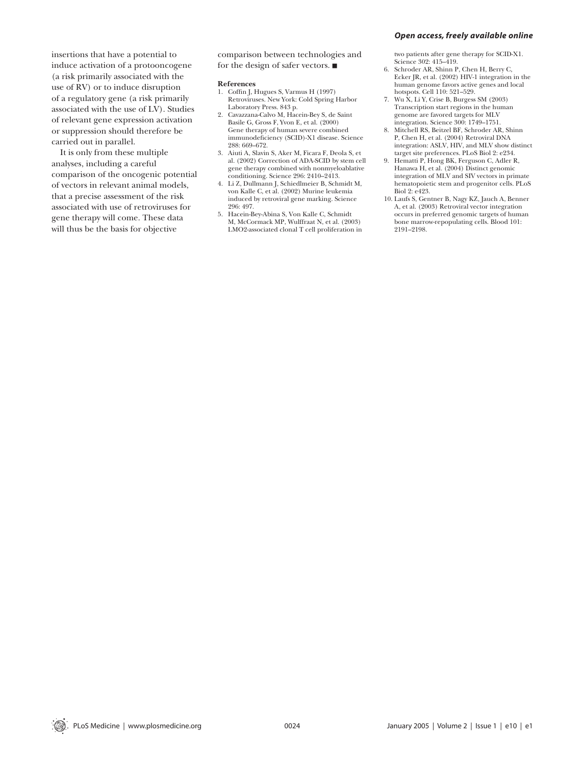insertions that have a potential to induce activation of a protooncogene (a risk primarily associated with the use of RV) or to induce disruption of a regulatory gene (a risk primarily associated with the use of LV). Studies of relevant gene expression activation or suppression should therefore be carried out in parallel.

It is only from these multiple analyses, including a careful comparison of the oncogenic potential of vectors in relevant animal models, that a precise assessment of the risk associated with use of retroviruses for gene therapy will come. These data will thus be the basis for objective comparison between technologies and for the design of safer vectors. ■

### References

1. Coffin J, Hugues S, Varmus H (1997) Retroviruses. New York: Cold Spring Harbor Laboratory Press. 843 p.
2. Cavazzana-Calvo M, Hacein-Bey S, de Saint Basile G, Gross F, Yvon E, et al. (2000) Gene therapy of human severe combined immunodeficiency (SCID)-X1 disease. Science 288: 669–672.
3. Aiuti A, Slavin S, Aker M, Ficara F, Deola S, et al. (2002) Correction of ADA-SCID by stem cell gene therapy combined with nonmyeloablative conditioning. Science 296: 2410–2413.
4. Li Z, Dullmann J, Schiedlmeier B, Schmidt M, von Kalle C, et al. (2002) Murine leukemia induced by retroviral gene marking. Science 296: 497.
5. Hacein-Bey-Abina S, Von Kalle C, Schmidt M, McCormack MP, Wulffraat N, et al. (2003) LMO2-associated clonal T cell proliferation in two patients after gene therapy for SCID-X1. Science 302: 415–419.
6. Schroder AR, Shinn P, Chen H, Berry C, Ecker JR, et al. (2002) HIV-1 integration in the human genome favors active genes and local hotspots. Cell 110: 521–529.
7. Wu X, Li Y, Crise B, Burgess SM (2003) Transcription start regions in the human genome are favored targets for MLV integration. Science 300: 1749–1751.
8. Mitchell RS, Beitzel BF, Schroder AR, Shinn P, Chen H, et al. (2004) Retroviral DNA integration: ASLV, HIV, and MLV show distinct target site preferences. PLoS Biol 2: e234.
9. Hematti P, Hong BK, Ferguson C, Adler R, Hanawa H, et al. (2004) Distinct genomic integration of MLV and SIV vectors in primate hematopoietic stem and progenitor cells. PLoS Biol 2: e423.
10. Laufs S, Gentner B, Nagy KZ, Jauch A, Benner A, et al. (2003) Retroviral vector integration occurs in preferred genomic targets of human bone marrow-repopulating cells. Blood 101: 2191–2198.